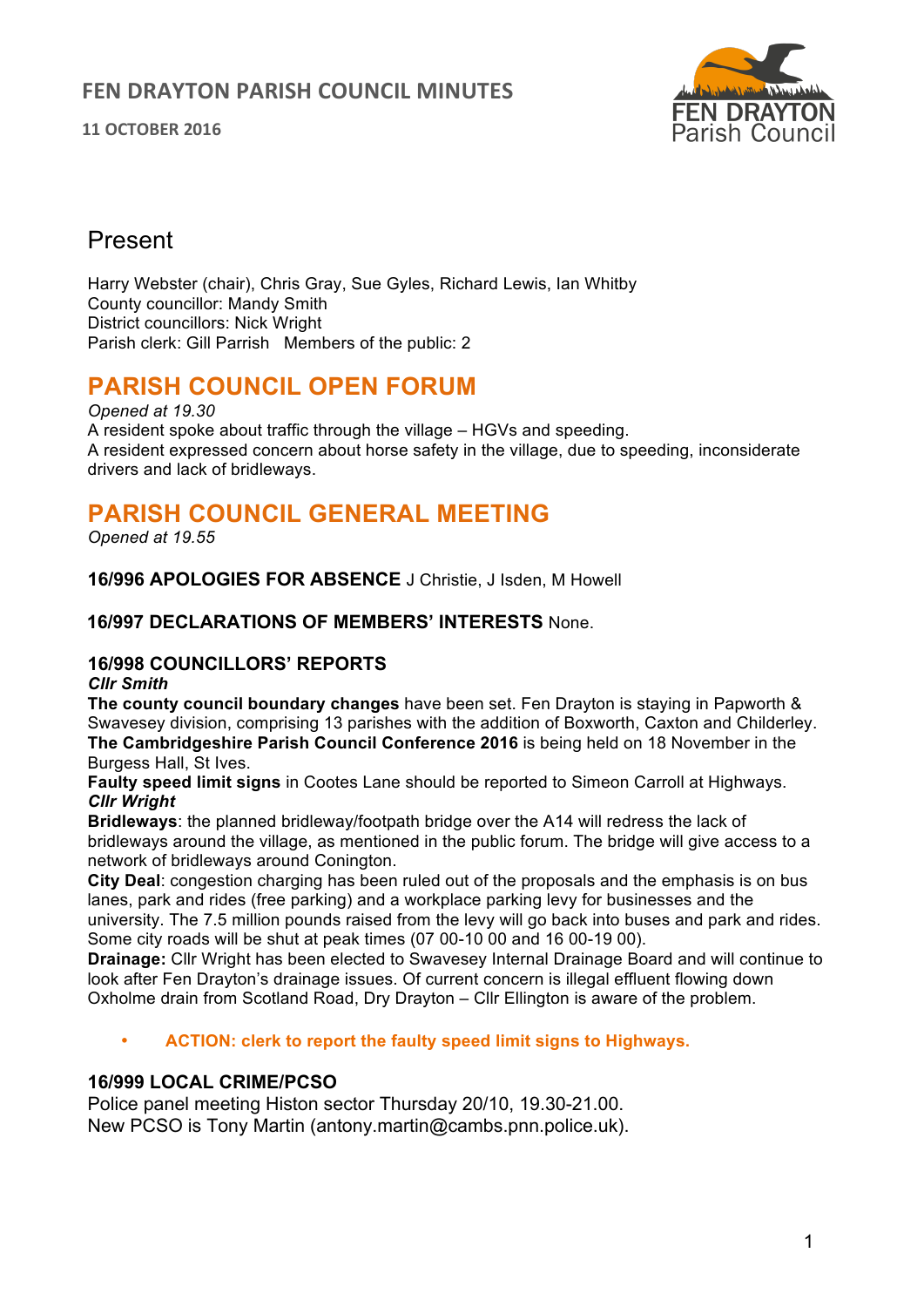# FEN DRAYTON PARISH COUNCIL MINUTES

**11 OCTOBER 2016**

FEN DRAYTON Parish Council

## Present

Harry Webster (chair), Chris Gray, Sue Gyles, Richard Lewis, Ian Whitby
County councillor: Mandy Smith
District councillors: Nick Wright
Parish clerk: Gill Parrish   Members of the public: 2

## PARISH COUNCIL OPEN FORUM

*Opened at 19.30*
A resident spoke about traffic through the village – HGVs and speeding.
A resident expressed concern about horse safety in the village, due to speeding, inconsiderate drivers and lack of bridleways.

## PARISH COUNCIL GENERAL MEETING

*Opened at 19.55*

**16/996 APOLOGIES FOR ABSENCE** J Christie, J Isden, M Howell

**16/997 DECLARATIONS OF MEMBERS' INTERESTS** None.

### 16/998 COUNCILLORS' REPORTS

***Cllr Smith***
**The county council boundary changes** have been set. Fen Drayton is staying in Papworth & Swavesey division, comprising 13 parishes with the addition of Boxworth, Caxton and Childerley.
**The Cambridgeshire Parish Council Conference 2016** is being held on 18 November in the Burgess Hall, St Ives.
**Faulty speed limit signs** in Cootes Lane should be reported to Simeon Carroll at Highways.
***Cllr Wright***
**Bridleways**: the planned bridleway/footpath bridge over the A14 will redress the lack of bridleways around the village, as mentioned in the public forum. The bridge will give access to a network of bridleways around Conington.
**City Deal**: congestion charging has been ruled out of the proposals and the emphasis is on bus lanes, park and rides (free parking) and a workplace parking levy for businesses and the university. The 7.5 million pounds raised from the levy will go back into buses and park and rides. Some city roads will be shut at peak times (07 00-10 00 and 16 00-19 00).
**Drainage:** Cllr Wright has been elected to Swavesey Internal Drainage Board and will continue to look after Fen Drayton's drainage issues. Of current concern is illegal effluent flowing down Oxholme drain from Scotland Road, Dry Drayton – Cllr Ellington is aware of the problem.

- **ACTION: clerk to report the faulty speed limit signs to Highways.**

### 16/999 LOCAL CRIME/PCSO

Police panel meeting Histon sector Thursday 20/10, 19.30-21.00.
New PCSO is Tony Martin (antony.martin@cambs.pnn.police.uk).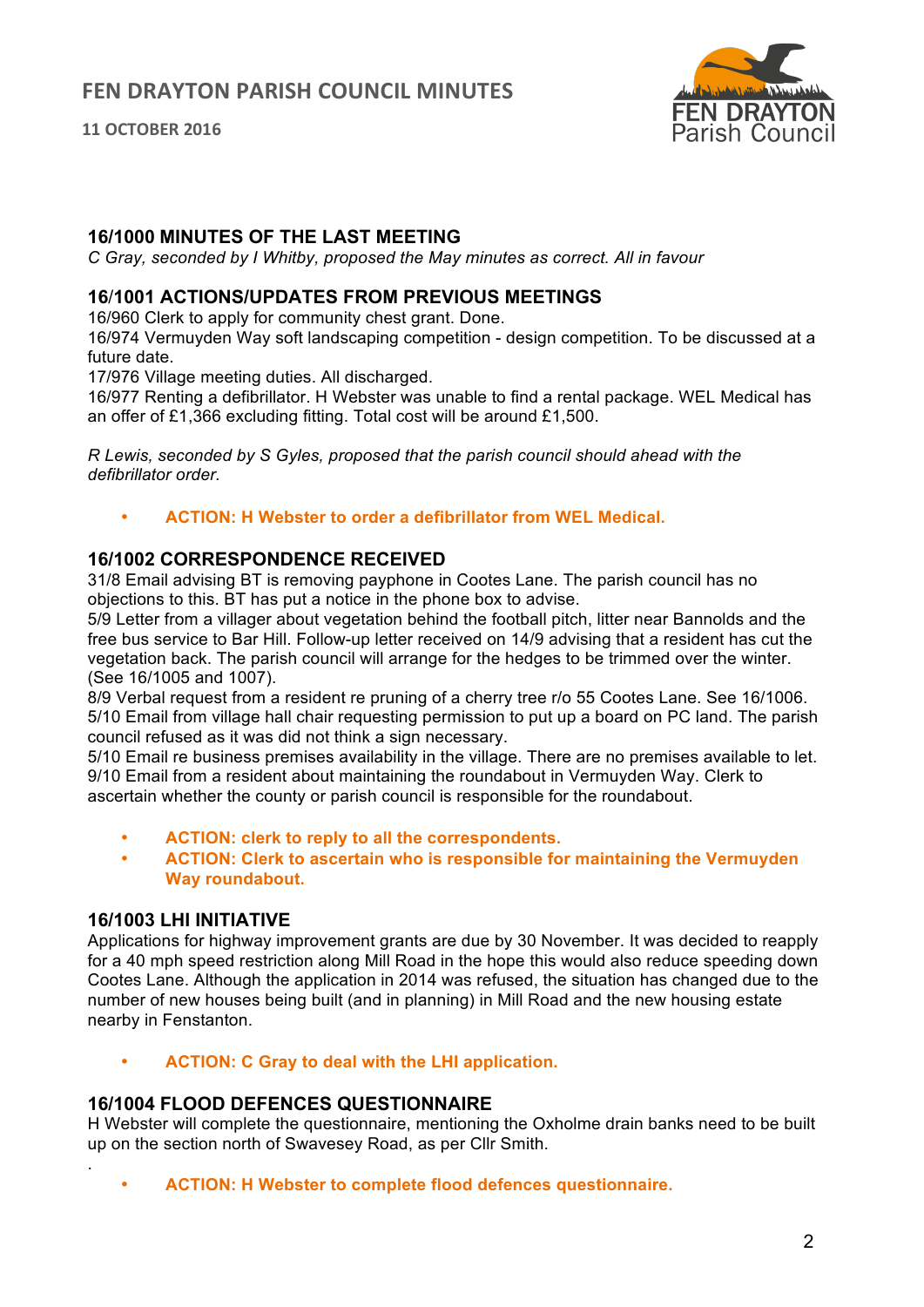### 16/1000 MINUTES OF THE LAST MEETING

*C Gray, seconded by I Whitby, proposed the May minutes as correct. All in favour*

### 16/1001 ACTIONS/UPDATES FROM PREVIOUS MEETINGS

16/960 Clerk to apply for community chest grant. Done.
16/974 Vermuyden Way soft landscaping competition - design competition. To be discussed at a future date.
17/976 Village meeting duties. All discharged.
16/977 Renting a defibrillator. H Webster was unable to find a rental package. WEL Medical has an offer of £1,366 excluding fitting. Total cost will be around £1,500.

*R Lewis, seconded by S Gyles, proposed that the parish council should ahead with the defibrillator order.*

- **ACTION: H Webster to order a defibrillator from WEL Medical.**

### 16/1002 CORRESPONDENCE RECEIVED

31/8 Email advising BT is removing payphone in Cootes Lane. The parish council has no objections to this. BT has put a notice in the phone box to advise.
5/9 Letter from a villager about vegetation behind the football pitch, litter near Bannolds and the free bus service to Bar Hill. Follow-up letter received on 14/9 advising that a resident has cut the vegetation back. The parish council will arrange for the hedges to be trimmed over the winter. (See 16/1005 and 1007).
8/9 Verbal request from a resident re pruning of a cherry tree r/o 55 Cootes Lane. See 16/1006.
5/10 Email from village hall chair requesting permission to put up a board on PC land. The parish council refused as it was did not think a sign necessary.
5/10 Email re business premises availability in the village. There are no premises available to let.
9/10 Email from a resident about maintaining the roundabout in Vermuyden Way. Clerk to ascertain whether the county or parish council is responsible for the roundabout.

- **ACTION: clerk to reply to all the correspondents.**
- **ACTION: Clerk to ascertain who is responsible for maintaining the Vermuyden Way roundabout.**

### 16/1003 LHI INITIATIVE

Applications for highway improvement grants are due by 30 November. It was decided to reapply for a 40 mph speed restriction along Mill Road in the hope this would also reduce speeding down Cootes Lane. Although the application in 2014 was refused, the situation has changed due to the number of new houses being built (and in planning) in Mill Road and the new housing estate nearby in Fenstanton.

- **ACTION: C Gray to deal with the LHI application.**

### 16/1004 FLOOD DEFENCES QUESTIONNAIRE

H Webster will complete the questionnaire, mentioning the Oxholme drain banks need to be built up on the section north of Swavesey Road, as per Cllr Smith.

- **ACTION: H Webster to complete flood defences questionnaire.**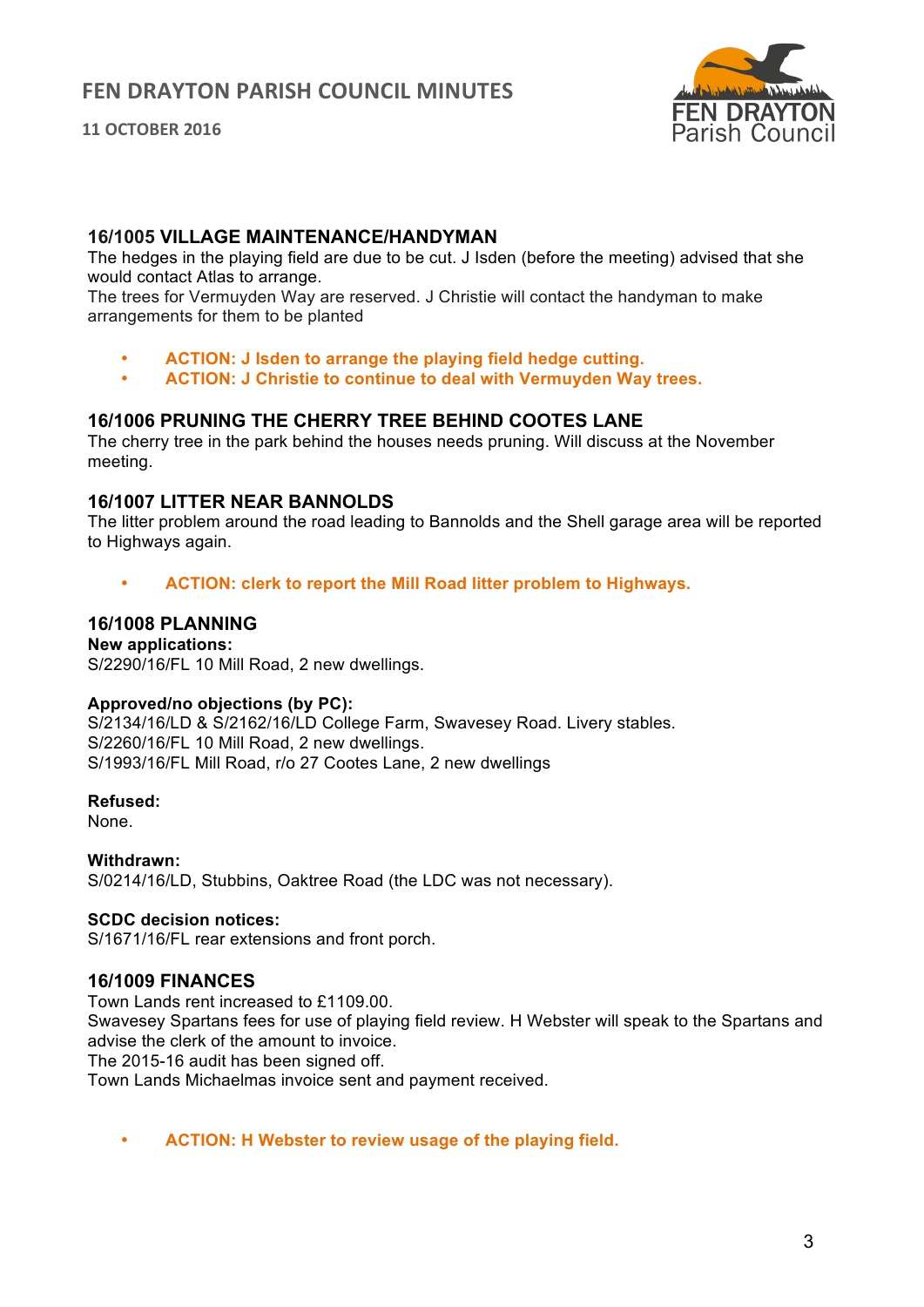### 16/1005 VILLAGE MAINTENANCE/HANDYMAN

The hedges in the playing field are due to be cut. J Isden (before the meeting) advised that she would contact Atlas to arrange.
The trees for Vermuyden Way are reserved. J Christie will contact the handyman to make arrangements for them to be planted

- **ACTION: J Isden to arrange the playing field hedge cutting.**
- **ACTION: J Christie to continue to deal with Vermuyden Way trees.**

### 16/1006 PRUNING THE CHERRY TREE BEHIND COOTES LANE

The cherry tree in the park behind the houses needs pruning. Will discuss at the November meeting.

### 16/1007 LITTER NEAR BANNOLDS

The litter problem around the road leading to Bannolds and the Shell garage area will be reported to Highways again.

- **ACTION: clerk to report the Mill Road litter problem to Highways.**

### 16/1008 PLANNING

**New applications:**
S/2290/16/FL 10 Mill Road, 2 new dwellings.

**Approved/no objections (by PC):**
S/2134/16/LD & S/2162/16/LD College Farm, Swavesey Road. Livery stables.
S/2260/16/FL 10 Mill Road, 2 new dwellings.
S/1993/16/FL Mill Road, r/o 27 Cootes Lane, 2 new dwellings

**Refused:**
None.

**Withdrawn:**
S/0214/16/LD, Stubbins, Oaktree Road (the LDC was not necessary).

**SCDC decision notices:**
S/1671/16/FL rear extensions and front porch.

### 16/1009 FINANCES

Town Lands rent increased to £1109.00.
Swavesey Spartans fees for use of playing field review. H Webster will speak to the Spartans and advise the clerk of the amount to invoice.
The 2015-16 audit has been signed off.
Town Lands Michaelmas invoice sent and payment received.

- **ACTION: H Webster to review usage of the playing field.**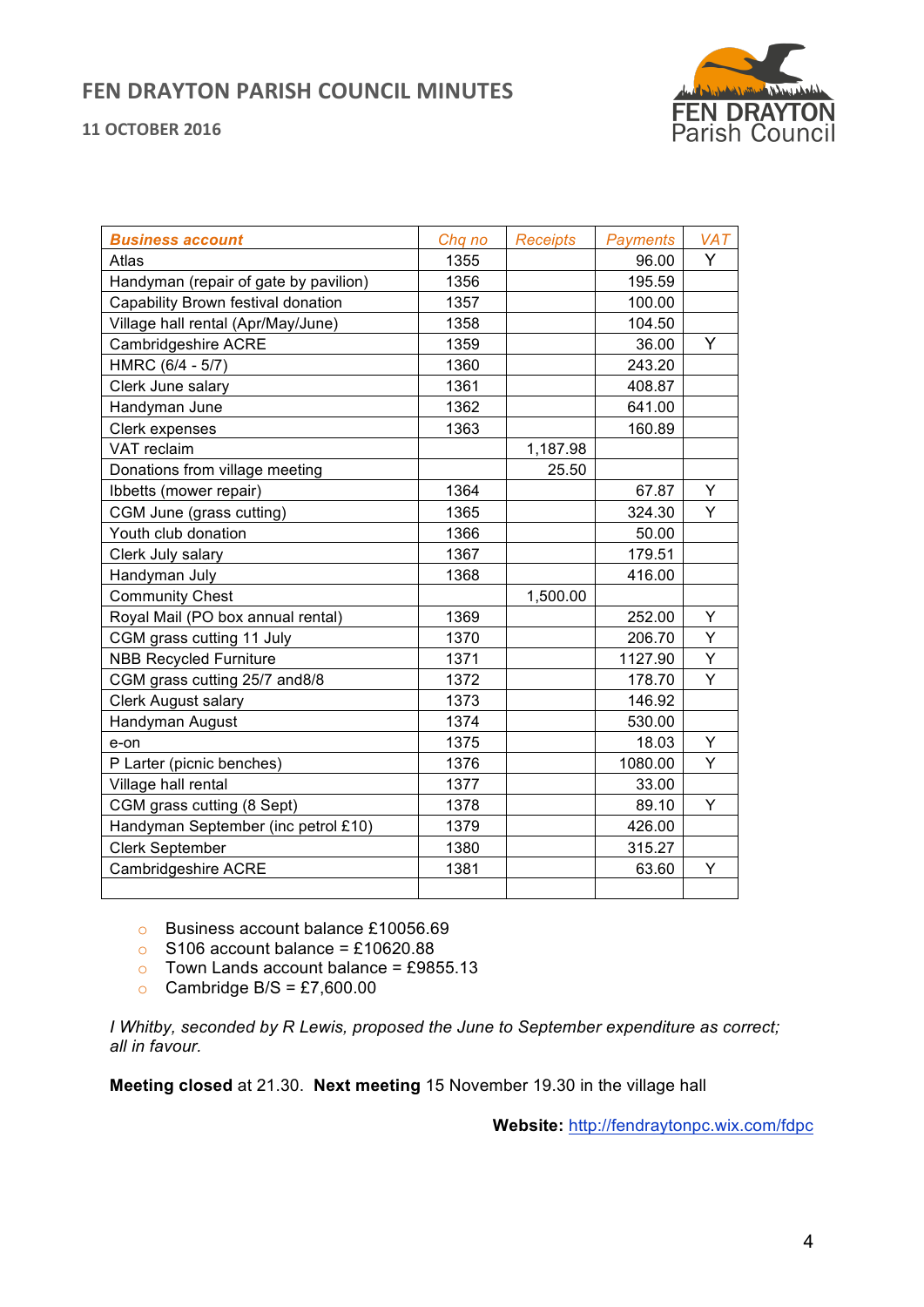| Business account | Chq no | Receipts | Payments | VAT |
|---|---|---|---|---|
| Atlas | 1355 | | 96.00 | Y |
| Handyman (repair of gate by pavilion) | 1356 | | 195.59 | |
| Capability Brown festival donation | 1357 | | 100.00 | |
| Village hall rental (Apr/May/June) | 1358 | | 104.50 | |
| Cambridgeshire ACRE | 1359 | | 36.00 | Y |
| HMRC (6/4 - 5/7) | 1360 | | 243.20 | |
| Clerk June salary | 1361 | | 408.87 | |
| Handyman June | 1362 | | 641.00 | |
| Clerk expenses | 1363 | | 160.89 | |
| VAT reclaim | | 1,187.98 | | |
| Donations from village meeting | | 25.50 | | |
| Ibbetts (mower repair) | 1364 | | 67.87 | Y |
| CGM June (grass cutting) | 1365 | | 324.30 | Y |
| Youth club donation | 1366 | | 50.00 | |
| Clerk July salary | 1367 | | 179.51 | |
| Handyman July | 1368 | | 416.00 | |
| Community Chest | | 1,500.00 | | |
| Royal Mail (PO box annual rental) | 1369 | | 252.00 | Y |
| CGM grass cutting 11 July | 1370 | | 206.70 | Y |
| NBB Recycled Furniture | 1371 | | 1127.90 | Y |
| CGM grass cutting 25/7 and8/8 | 1372 | | 178.70 | Y |
| Clerk August salary | 1373 | | 146.92 | |
| Handyman August | 1374 | | 530.00 | |
| e-on | 1375 | | 18.03 | Y |
| P Larter (picnic benches) | 1376 | | 1080.00 | Y |
| Village hall rental | 1377 | | 33.00 | |
| CGM grass cutting (8 Sept) | 1378 | | 89.10 | Y |
| Handyman September (inc petrol £10) | 1379 | | 426.00 | |
| Clerk September | 1380 | | 315.27 | |
| Cambridgeshire ACRE | 1381 | | 63.60 | Y |
| | | | | |

- Business account balance £10056.69
- S106 account balance = £10620.88
- Town Lands account balance = £9855.13
- Cambridge B/S = £7,600.00

*I Whitby, seconded by R Lewis, proposed the June to September expenditure as correct; all in favour.*

**Meeting closed** at 21.30. **Next meeting** 15 November 19.30 in the village hall

**Website:** http://fendraytonpc.wix.com/fdpc